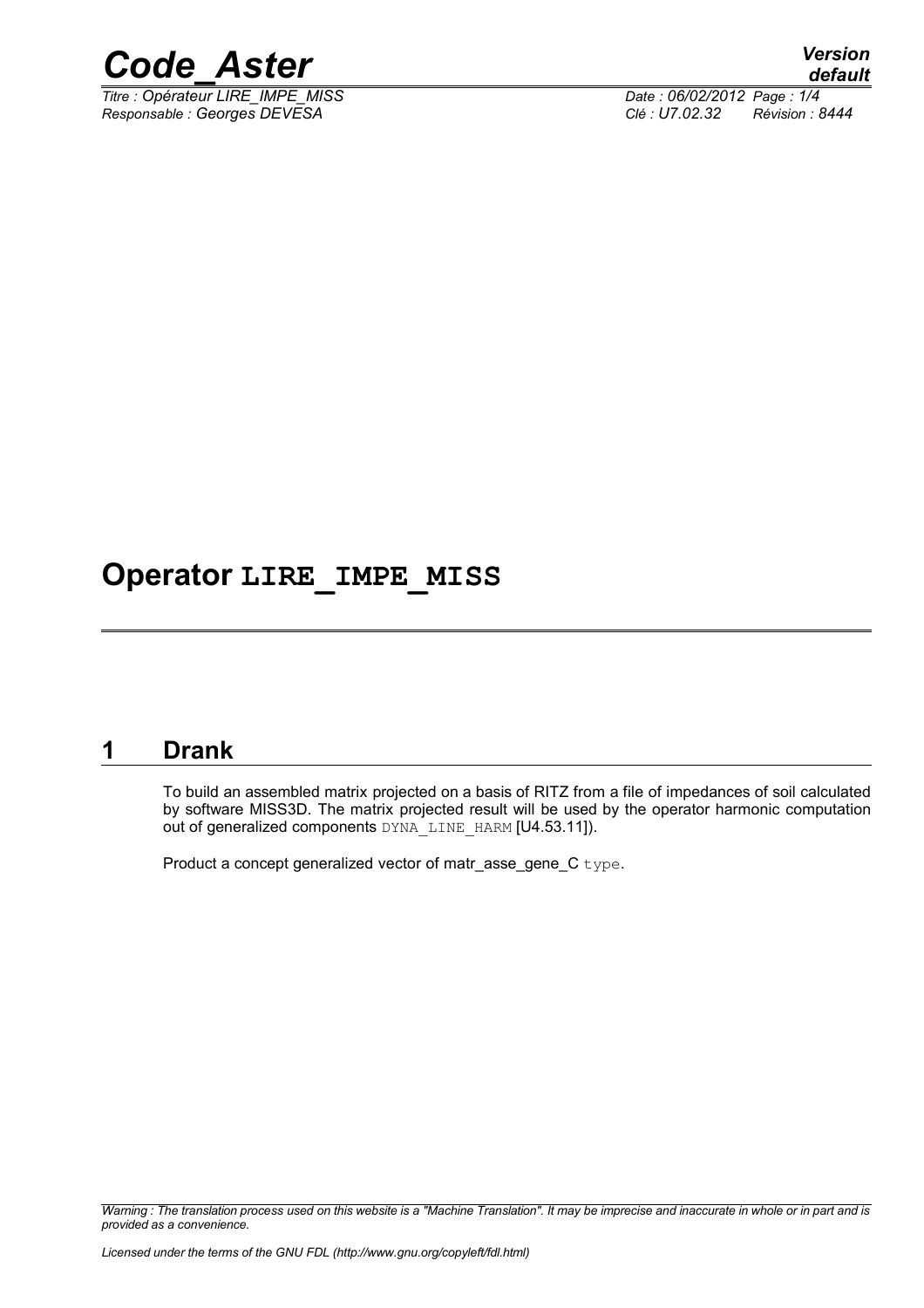# Operator LIRE_IMPE_MISS

## 1 Drank

To build an assembled matrix projected on a basis of RITZ from a file of impedances of soil calculated by software MISS3D. The matrix projected result will be used by the operator harmonic computation out of generalized components DYNA_LINE_HARM [U4.53.11]).

Product a concept generalized vector of matr_asse_gene_C type.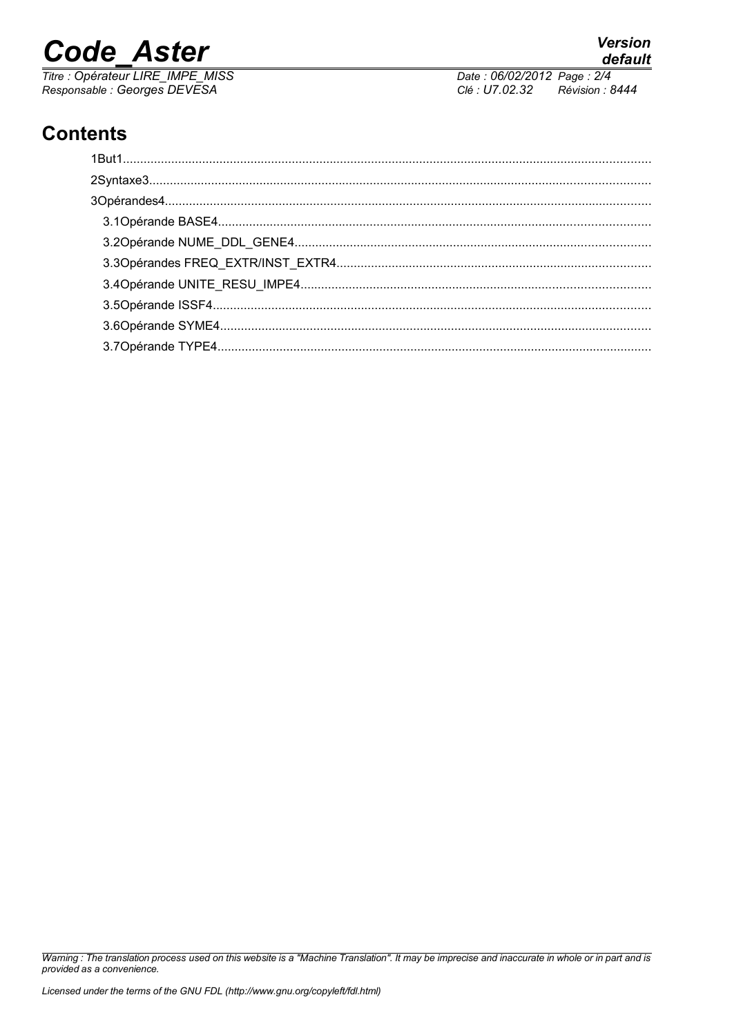## Contents

1But1

2Syntaxe3

3Opérandes4

3.1Opérande BASE4

3.2Opérande NUME_DDL_GENE4

3.3Opérandes FREQ_EXTR/INST_EXTR4

3.4Opérande UNITE_RESU_IMPE4

3.5Opérande ISSF4

3.6Opérande SYME4

3.7Opérande TYPE4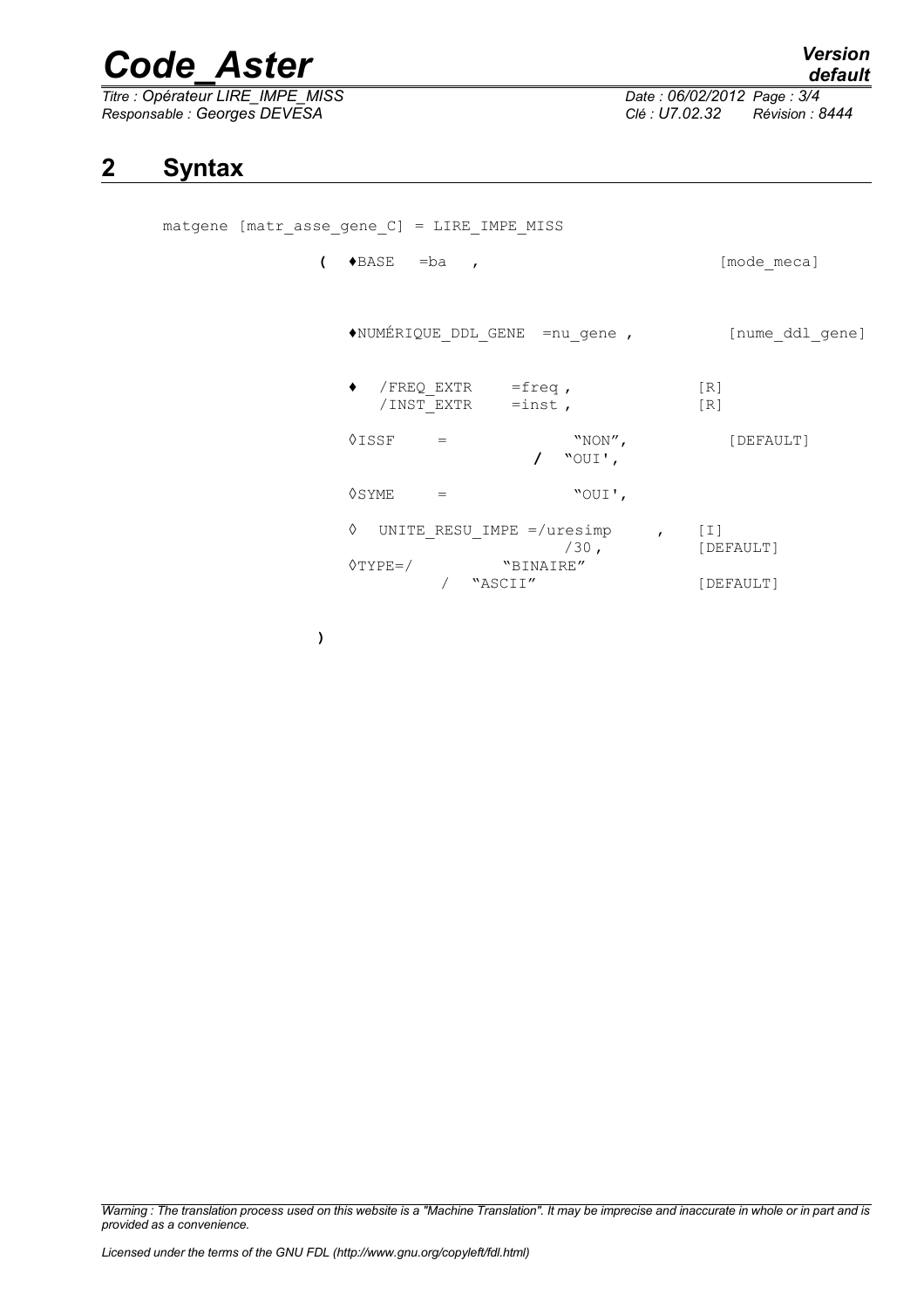## 2 Syntax

```
matgene [matr_asse_gene_C] = LIRE_IMPE_MISS

              (  ♦BASE   =ba   ,                              [mode_meca]


                 ♦NUMÉRIQUE_DDL_GENE  =nu_gene ,           [nume_ddl_gene]


                 ♦   /FREQ_EXTR     =freq ,              [R]
                     /INST_EXTR     =inst ,              [R]

                 ◊ISSF     =              "NON",            [DEFAULT]
                                     /  "OUI',

                 ◊SYME     =              "OUI',

                 ◊  UNITE_RESU_IMPE =/uresimp     ,    [I]
                                      /30 ,           [DEFAULT]
                 ◊TYPE=/          "BINAIRE"
                          /   "ASCII"                  [DEFAULT]

              )
```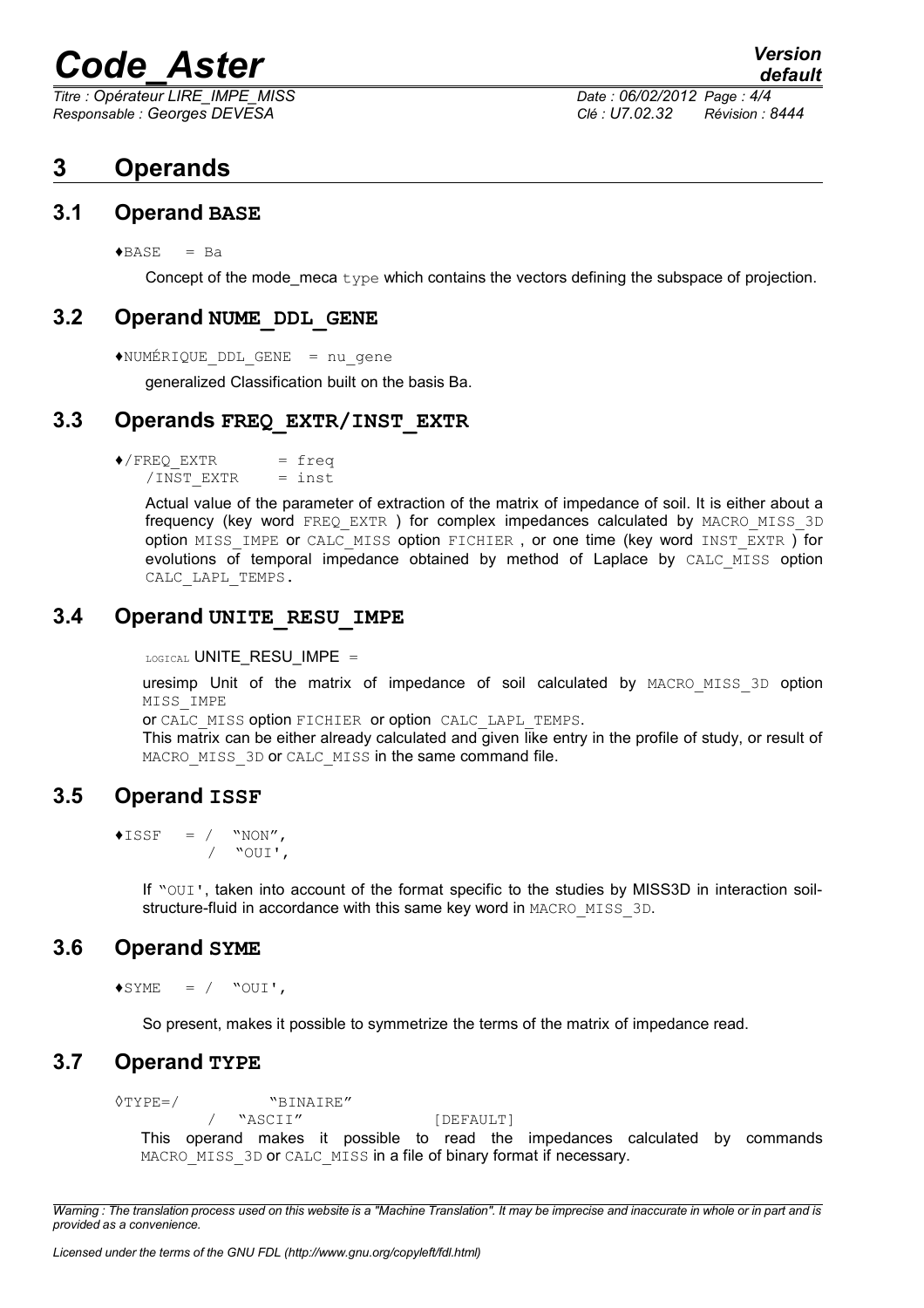# 3 Operands

## 3.1 Operand BASE

♦BASE = Ba

Concept of the mode_meca type which contains the vectors defining the subspace of projection.

## 3.2 Operand NUME_DDL_GENE

♦NUMÉRIQUE_DDL_GENE = nu_gene

generalized Classification built on the basis Ba.

## 3.3 Operands FREQ_EXTR/INST_EXTR

```
♦/FREQ_EXTR     = freq
 /INST_EXTR     = inst
```

Actual value of the parameter of extraction of the matrix of impedance of soil. It is either about a frequency (key word FREQ_EXTR ) for complex impedances calculated by MACRO_MISS_3D option MISS_IMPE or CALC_MISS option FICHIER , or one time (key word INST_EXTR ) for evolutions of temporal impedance obtained by method of Laplace by CALC_MISS option CALC_LAPL_TEMPS.

## 3.4 Operand UNITE_RESU_IMPE

LOGICAL UNITE_RESU_IMPE =

uresimp Unit of the matrix of impedance of soil calculated by MACRO_MISS_3D option MISS_IMPE

or CALC_MISS option FICHIER or option CALC_LAPL_TEMPS.

This matrix can be either already calculated and given like entry in the profile of study, or result of MACRO_MISS_3D or CALC_MISS in the same command file.

## 3.5 Operand ISSF

```
♦ISSF   = /  "NON",
          /  "OUI',
```

If "OUI', taken into account of the format specific to the studies by MISS3D in interaction soil-structure-fluid in accordance with this same key word in MACRO_MISS_3D.

## 3.6 Operand SYME

♦SYME = / "OUI',

So present, makes it possible to symmetrize the terms of the matrix of impedance read.

## 3.7 Operand TYPE

```
◊TYPE=/         "BINAIRE"
      /  "ASCII"              [DEFAULT]
```

This operand makes it possible to read the impedances calculated by commands MACRO_MISS_3D or CALC_MISS in a file of binary format if necessary.